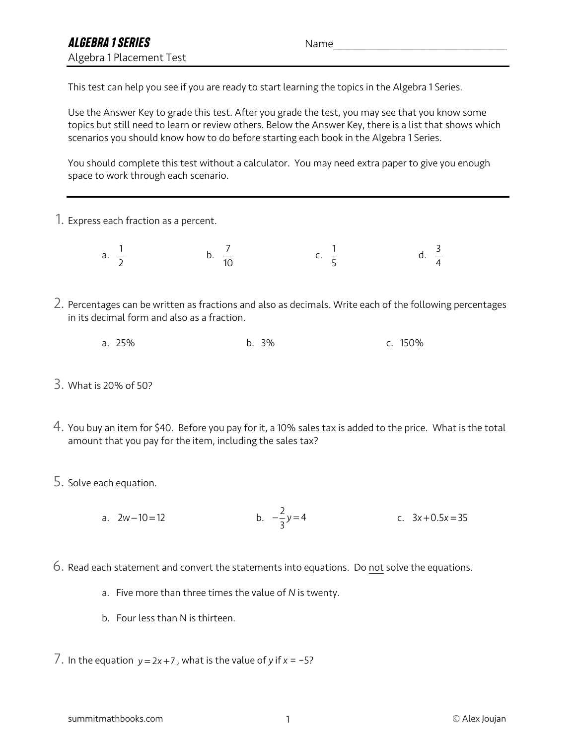# ALGEBRA 1 SERIES

Algebra 1 Placement Test

Name_______________________________

This test can help you see if you are ready to start learning the topics in the Algebra 1 Series.

Use the Answer Key to grade this test. After you grade the test, you may see that you know some topics but still need to learn or review others. Below the Answer Key, there is a list that shows which scenarios you should know how to do before starting each book in the Algebra 1 Series.

You should complete this test without a calculator. You may need extra paper to give you enough space to work through each scenario.

---

1. Express each fraction as a percent.

   a. $\frac{1}{2}$   b. $\frac{7}{10}$   c. $\frac{1}{5}$   d. $\frac{3}{4}$

2. Percentages can be written as fractions and also as decimals. Write each of the following percentages in its decimal form and also as a fraction.

   a. 25%   b. 3%   c. 150%

3. What is 20% of 50?

4. You buy an item for $40. Before you pay for it, a 10% sales tax is added to the price. What is the total amount that you pay for the item, including the sales tax?

5. Solve each equation.

   a. $2w-10=12$   b. $-\frac{2}{3}y=4$   c. $3x+0.5x=35$

6. Read each statement and convert the statements into equations. Do not solve the equations.

   a. Five more than three times the value of *N* is twenty.

   b. Four less than N is thirteen.

7. In the equation $y=2x+7$, what is the value of *y* if $x = -5$?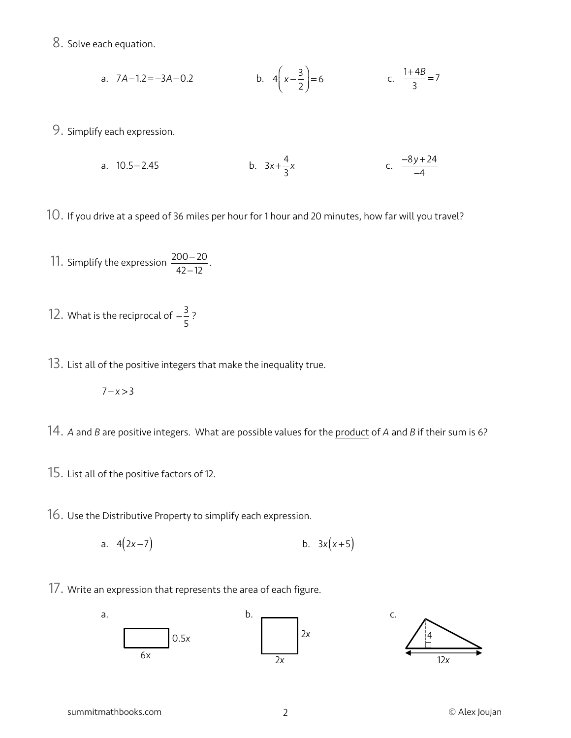8. Solve each equation.

a. $7A - 1.2 = -3A - 0.2$

b. $4\left(x - \frac{3}{2}\right) = 6$

c. $\frac{1+4B}{3} = 7$

9. Simplify each expression.

a. $10.5 - 2.45$

b. $3x + \frac{4}{3}x$

c. $\frac{-8y+24}{-4}$

10. If you drive at a speed of 36 miles per hour for 1 hour and 20 minutes, how far will you travel?

11. Simplify the expression $\frac{200-20}{42-12}$.

12. What is the reciprocal of $-\frac{3}{5}$?

13. List all of the positive integers that make the inequality true.

$7 - x > 3$

14. $A$ and $B$ are positive integers. What are possible values for the product of $A$ and $B$ if their sum is 6?

15. List all of the positive factors of 12.

16. Use the Distributive Property to simplify each expression.

a. $4(2x - 7)$

b. $3x(x + 5)$

17. Write an expression that represents the area of each figure.

a. Rectangle with sides $6x$ and $0.5x$

b. Square with sides $2x$ and $2x$

c. Triangle with base $12x$ and height $4$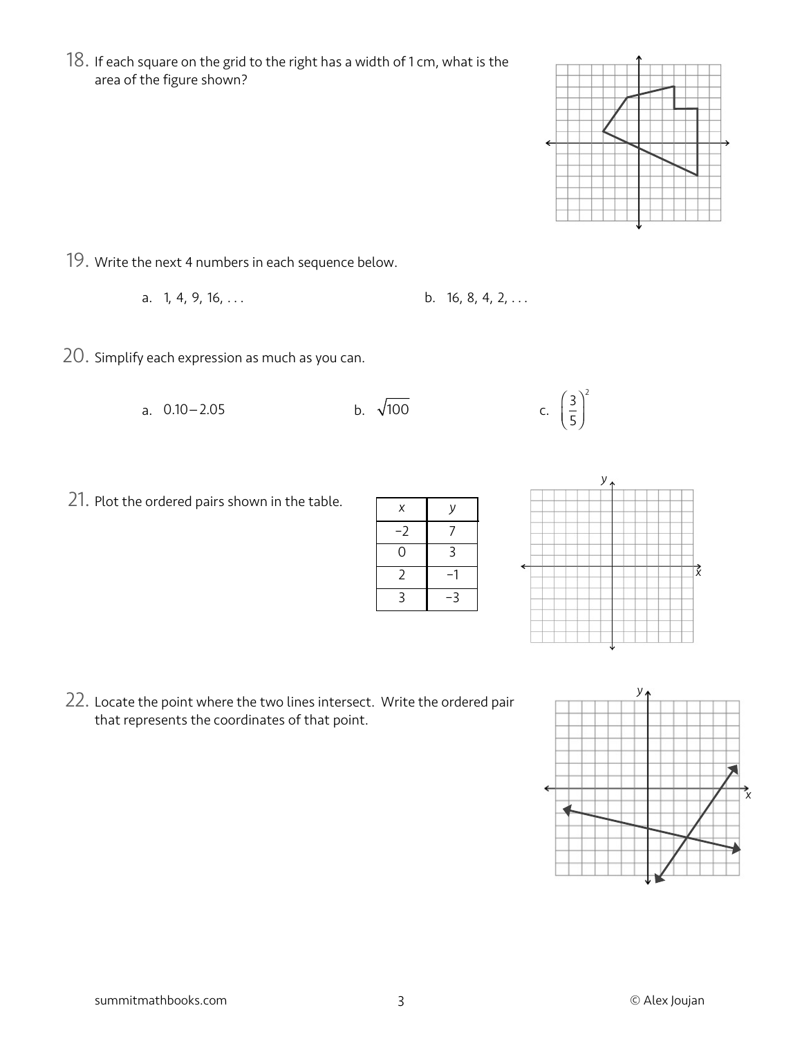18. If each square on the grid to the right has a width of 1 cm, what is the area of the figure shown?

19. Write the next 4 numbers in each sequence below.

a. 1, 4, 9, 16, . . .

b. 16, 8, 4, 2, . . .

20. Simplify each expression as much as you can.

a. $0.10 - 2.05$

b. $\sqrt{100}$

c. $\left(\frac{3}{5}\right)^2$

21. Plot the ordered pairs shown in the table.

| $x$ | $y$ |
|---|---|
| −2 | 7 |
| 0 | 3 |
| 2 | −1 |
| 3 | −3 |

22. Locate the point where the two lines intersect. Write the ordered pair that represents the coordinates of that point.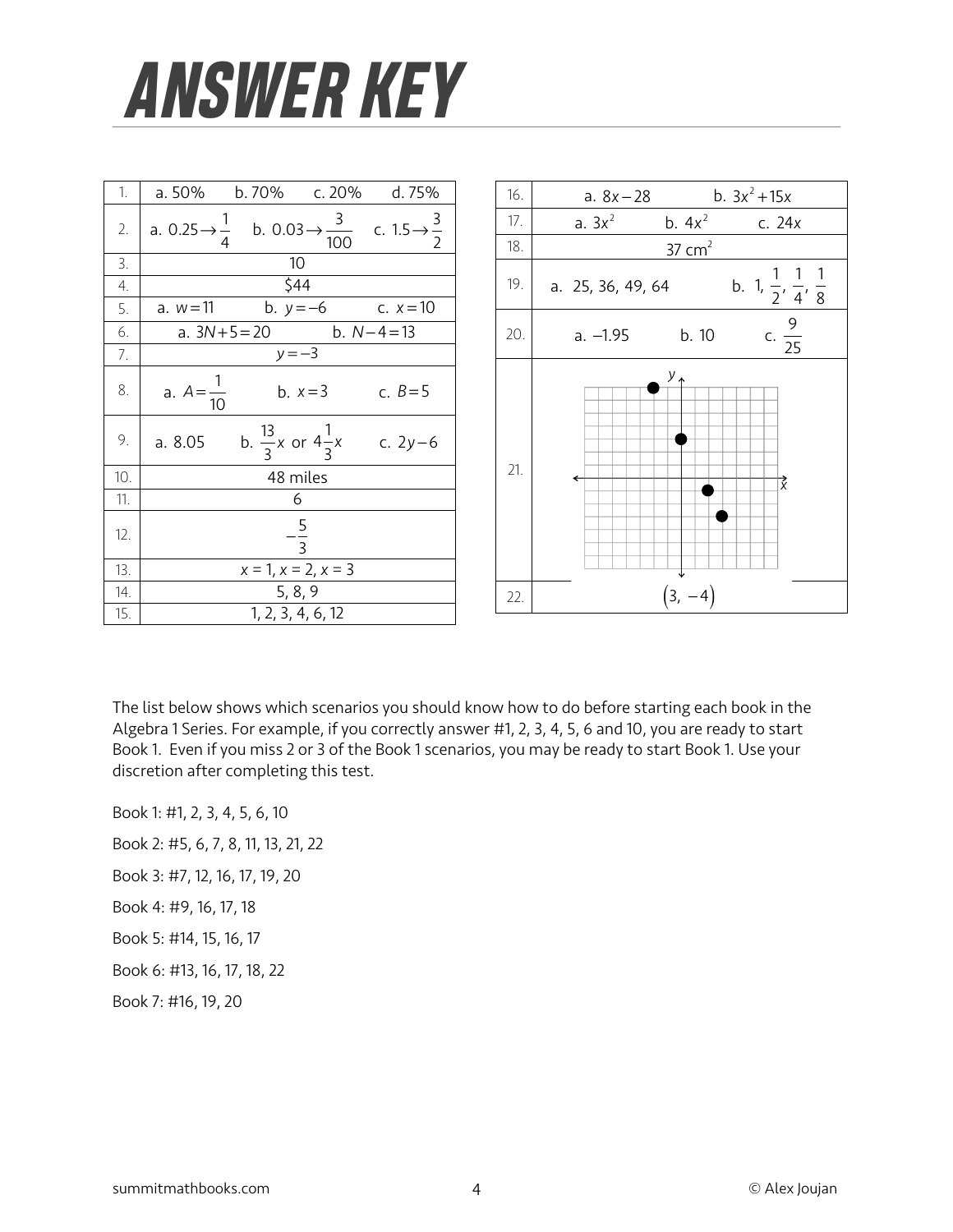# ANSWER KEY

| | |
|---|---|
| 1. | a. 50%   b. 70%   c. 20%   d. 75% |
| 2. | a. $0.25 \rightarrow \frac{1}{4}$   b. $0.03 \rightarrow \frac{3}{100}$   c. $1.5 \rightarrow \frac{3}{2}$ |
| 3. | 10 |
| 4. | $44 |
| 5. | a. $w = 11$   b. $y = -6$   c. $x = 10$ |
| 6. | a. $3N + 5 = 20$   b. $N - 4 = 13$ |
| 7. | $y = -3$ |
| 8. | a. $A = \frac{1}{10}$   b. $x = 3$   c. $B = 5$ |
| 9. | a. 8.05   b. $\frac{13}{3}x$ or $4\frac{1}{3}x$   c. $2y - 6$ |
| 10. | 48 miles |
| 11. | 6 |
| 12. | $-\frac{5}{3}$ |
| 13. | $x = 1$, $x = 2$, $x = 3$ |
| 14. | 5, 8, 9 |
| 15. | 1, 2, 3, 4, 6, 12 |
| 16. | a. $8x - 28$   b. $3x^2 + 15x$ |
| 17. | a. $3x^2$   b. $4x^2$   c. $24x$ |
| 18. | 37 $cm^2$ |
| 19. | a. 25, 36, 49, 64   b. 1, $\frac{1}{2}$, $\frac{1}{4}$, $\frac{1}{8}$ |
| 20. | a. –1.95   b. 10   c. $\frac{9}{25}$ |
| 21. | y<br>x |
| 22. | $(3, -4)$ |

The list below shows which scenarios you should know how to do before starting each book in the Algebra 1 Series. For example, if you correctly answer #1, 2, 3, 4, 5, 6 and 10, you are ready to start Book 1. Even if you miss 2 or 3 of the Book 1 scenarios, you may be ready to start Book 1. Use your discretion after completing this test.

Book 1: #1, 2, 3, 4, 5, 6, 10

Book 2: #5, 6, 7, 8, 11, 13, 21, 22

Book 3: #7, 12, 16, 17, 19, 20

Book 4: #9, 16, 17, 18

Book 5: #14, 15, 16, 17

Book 6: #13, 16, 17, 18, 22

Book 7: #16, 19, 20

summitmathbooks.com

© Alex Joujan